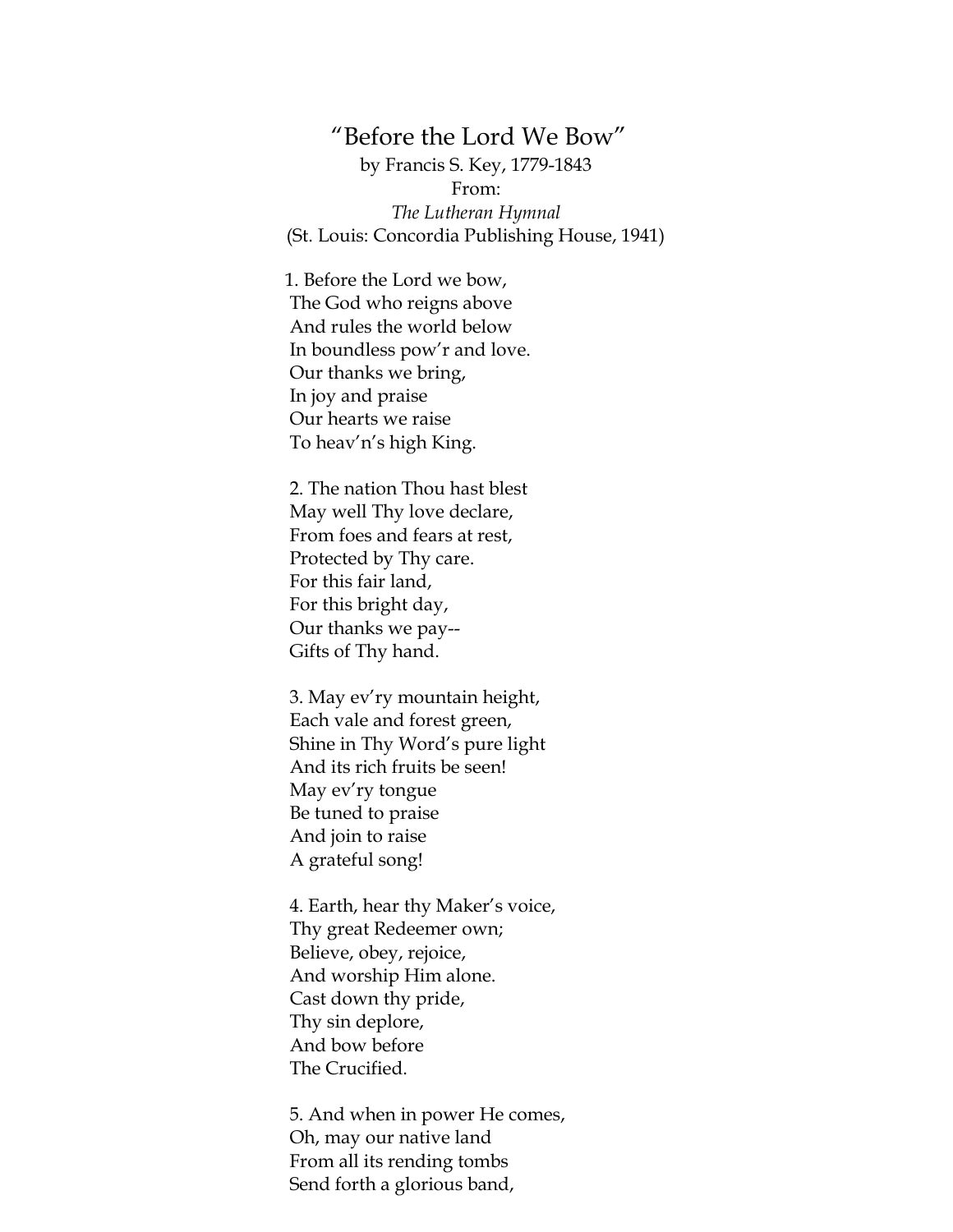# "Before the Lord We Bow"

by Francis S. Key, 1779-1843  
From:  
*The Lutheran Hymnal*  
(St. Louis: Concordia Publishing House, 1941)

1. Before the Lord we bow,  
The God who reigns above  
And rules the world below  
In boundless pow'r and love.  
Our thanks we bring,  
In joy and praise  
Our hearts we raise  
To heav'n's high King.

2. The nation Thou hast blest  
May well Thy love declare,  
From foes and fears at rest,  
Protected by Thy care.  
For this fair land,  
For this bright day,  
Our thanks we pay--  
Gifts of Thy hand.

3. May ev'ry mountain height,  
Each vale and forest green,  
Shine in Thy Word's pure light  
And its rich fruits be seen!  
May ev'ry tongue  
Be tuned to praise  
And join to raise  
A grateful song!

4. Earth, hear thy Maker's voice,  
Thy great Redeemer own;  
Believe, obey, rejoice,  
And worship Him alone.  
Cast down thy pride,  
Thy sin deplore,  
And bow before  
The Crucified.

5. And when in power He comes,  
Oh, may our native land  
From all its rending tombs  
Send forth a glorious band,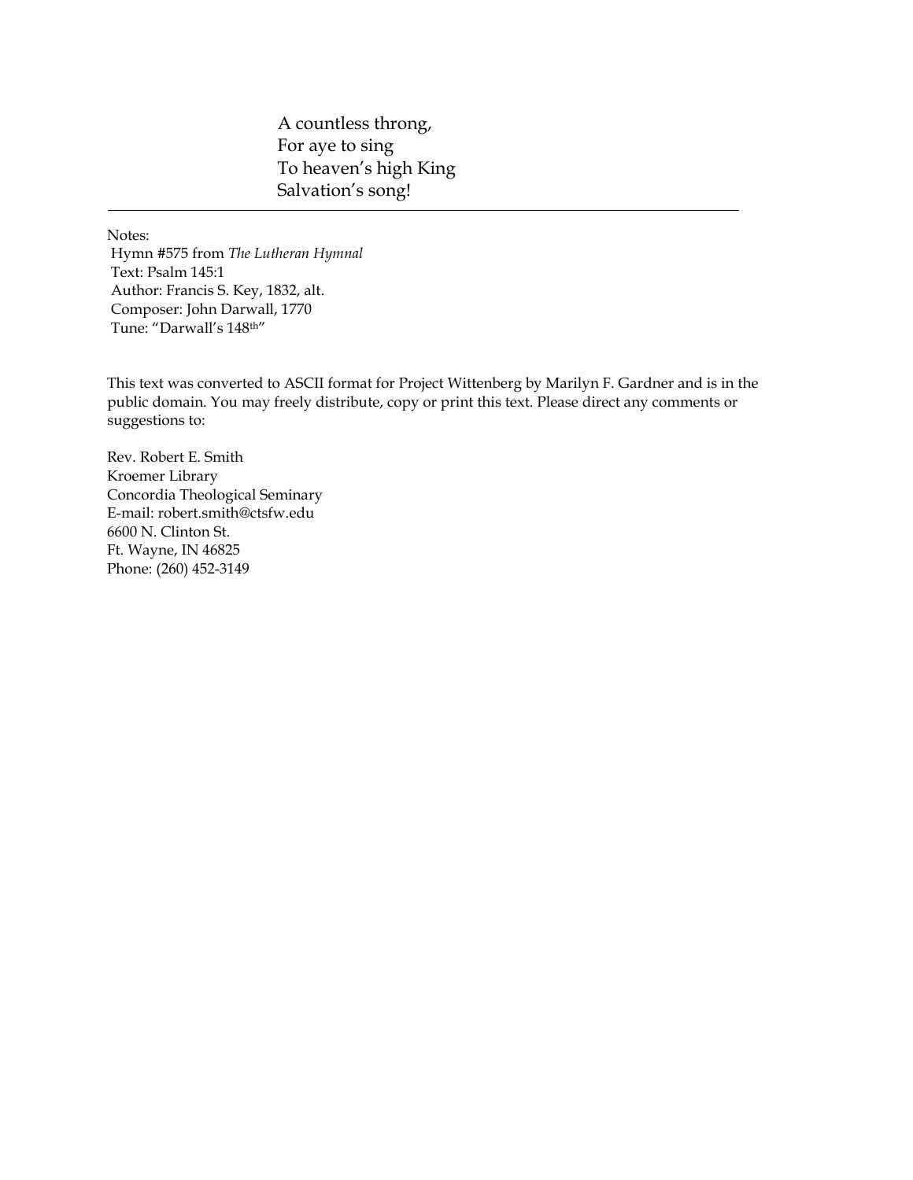A countless throng,  
For aye to sing  
To heaven's high King  
Salvation's song!

---

Notes:  
Hymn #575 from *The Lutheran Hymnal*  
Text: Psalm 145:1  
Author: Francis S. Key, 1832, alt.  
Composer: John Darwall, 1770  
Tune: "Darwall's 148th"

This text was converted to ASCII format for Project Wittenberg by Marilyn F. Gardner and is in the public domain. You may freely distribute, copy or print this text. Please direct any comments or suggestions to:

Rev. Robert E. Smith  
Kroemer Library  
Concordia Theological Seminary  
E-mail: robert.smith@ctsfw.edu  
6600 N. Clinton St.  
Ft. Wayne, IN 46825  
Phone: (260) 452-3149